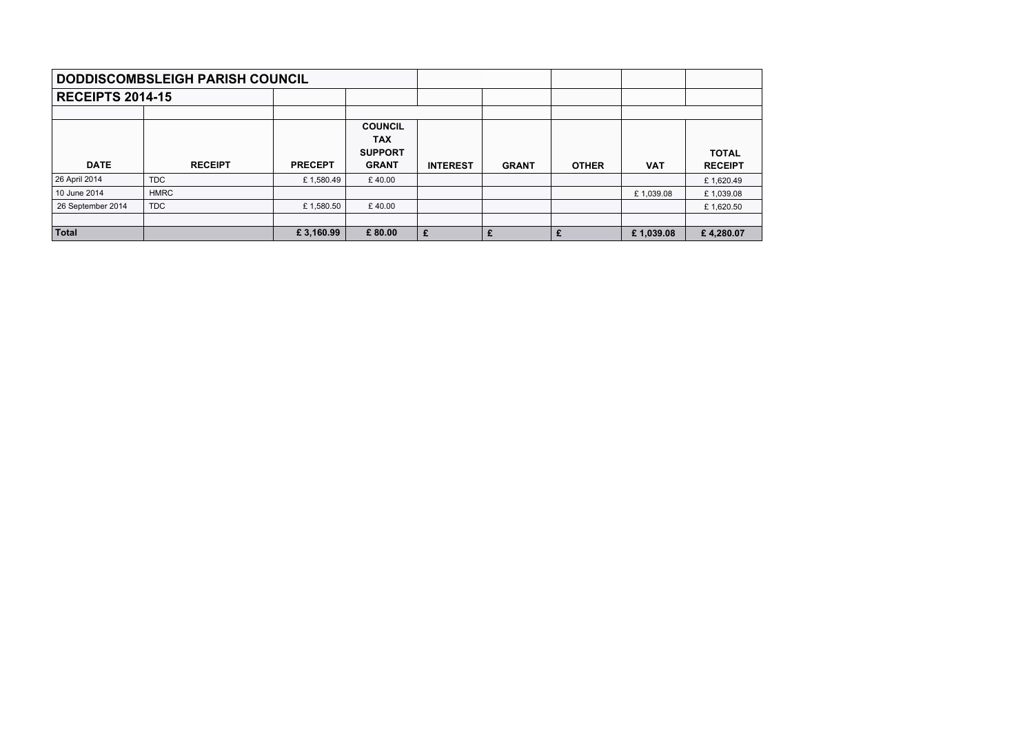# DODDISCOMBSLEIGH PARISH COUNCIL

## RECEIPTS 2014-15

| DATE | RECEIPT | PRECEPT | COUNCIL TAX SUPPORT GRANT | INTEREST | GRANT | OTHER | VAT | TOTAL RECEIPT |
|---|---|---|---|---|---|---|---|---|
| 26 April 2014 | TDC | £ 1,580.49 | £ 40.00 | | | | | £ 1,620.49 |
| 10 June 2014 | HMRC | | | | | | £ 1,039.08 | £ 1,039.08 |
| 26 September 2014 | TDC | £ 1,580.50 | £ 40.00 | | | | | £ 1,620.50 |
| | | | | | | | | |
| **Total** | | **£ 3,160.99** | **£ 80.00** | **£** | **£** | **£** | **£ 1,039.08** | **£ 4,280.07** |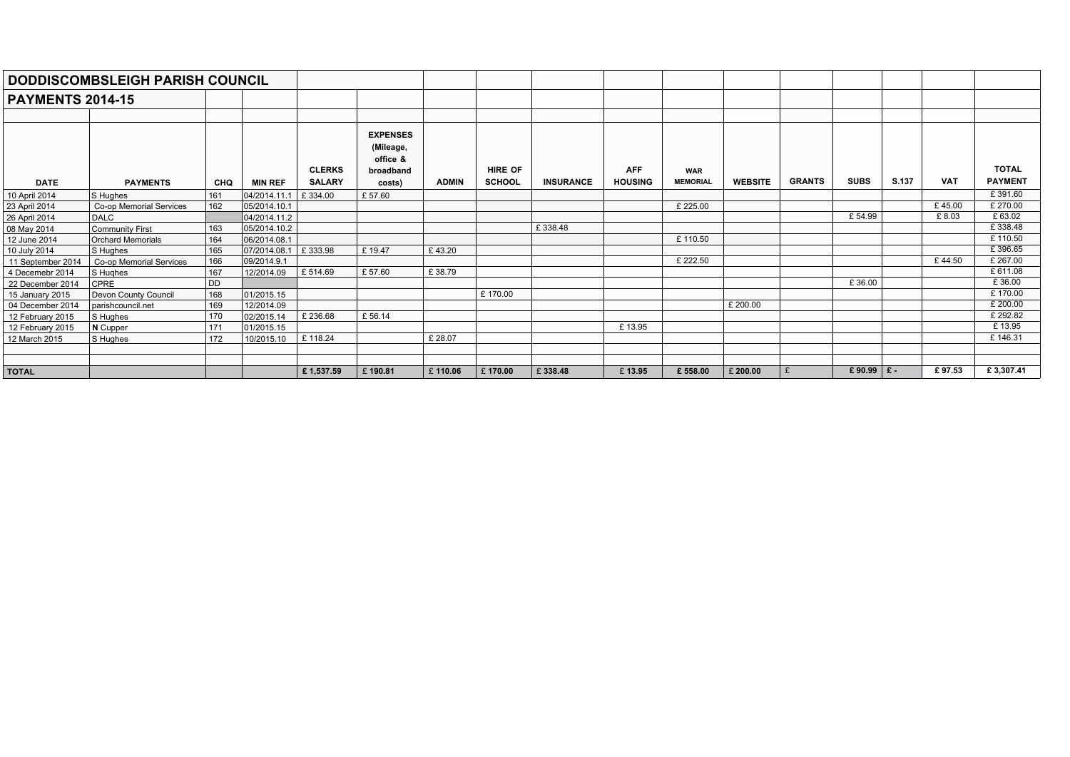# DODDISCOMBSLEIGH PARISH COUNCIL

## PAYMENTS 2014-15

| DATE | PAYMENTS | CHQ | MIN REF | CLERKS SALARY | EXPENSES (Mileage, office & broadband costs) | ADMIN | HIRE OF SCHOOL | INSURANCE | AFF HOUSING | WAR MEMORIAL | WEBSITE | GRANTS | SUBS | S.137 | VAT | TOTAL PAYMENT |
|---|---|---|---|---|---|---|---|---|---|---|---|---|---|---|---|---|
| 10 April 2014 | S Hughes | 161 | 04/2014.11.1 | £ 334.00 | £ 57.60 | | | | | | | | | | | £ 391.60 |
| 23 April 2014 | Co-op Memorial Services | 162 | 05/2014.10.1 | | | | | | | £ 225.00 | | | | | £ 45.00 | £ 270.00 |
| 26 April 2014 | DALC | | 04/2014.11.2 | | | | | | | | | | £ 54.99 | | £ 8.03 | £ 63.02 |
| 08 May 2014 | Community First | 163 | 05/2014.10.2 | | | | | £ 338.48 | | | | | | | | £ 338.48 |
| 12 June 2014 | Orchard Memorials | 164 | 06/2014.08.1 | | | | | | | £ 110.50 | | | | | | £ 110.50 |
| 10 July 2014 | S Hughes | 165 | 07/2014.08.1 | £ 333.98 | £ 19.47 | £ 43.20 | | | | | | | | | | £ 396.65 |
| 11 September 2014 | Co-op Memorial Services | 166 | 09/2014.9.1 | | | | | | | £ 222.50 | | | | | £ 44.50 | £ 267.00 |
| 4 Decemebr 2014 | S Hughes | 167 | 12/2014.09 | £ 514.69 | £ 57.60 | £ 38.79 | | | | | | | | | | £ 611.08 |
| 22 December 2014 | CPRE | DD | | | | | | | | | | | £ 36.00 | | | £ 36.00 |
| 15 January 2015 | Devon County Council | 168 | 01/2015.15 | | | | £ 170.00 | | | | | | | | | £ 170.00 |
| 04 December 2014 | parishcouncil.net | 169 | 12/2014.09 | | | | | | | | £ 200.00 | | | | | £ 200.00 |
| 12 February 2015 | S Hughes | 170 | 02/2015.14 | £ 236.68 | £ 56.14 | | | | | | | | | | | £ 292.82 |
| 12 February 2015 | **N** Cupper | 171 | 01/2015.15 | | | | | | £ 13.95 | | | | | | | £ 13.95 |
| 12 March 2015 | S Hughes | 172 | 10/2015.10 | £ 118.24 | | £ 28.07 | | | | | | | | | | £ 146.31 |
| | | | | | | | | | | | | | | | | |
| | | | | | | | | | | | | | | | | |
| **TOTAL** | | | | **£ 1,537.59** | **£ 190.81** | **£ 110.06** | **£ 170.00** | **£ 338.48** | **£ 13.95** | **£ 558.00** | **£ 200.00** | £ | **£ 90.99** | **£ -** | **£ 97.53** | **£ 3,307.41** |